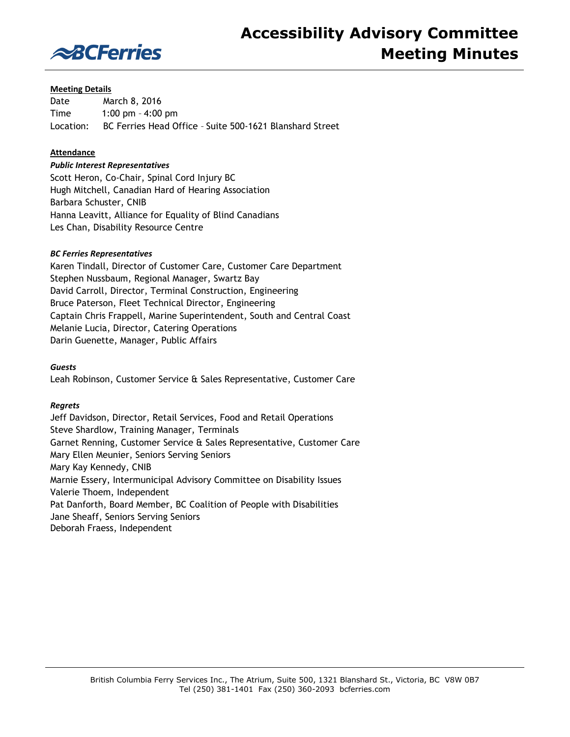# Accessibility Advisory Committee Meeting Minutes

**Meeting Details**

Date March 8, 2016
Time 1:00 pm – 4:00 pm
Location: BC Ferries Head Office – Suite 500-1621 Blanshard Street

**Attendance**

***Public Interest Representatives***

Scott Heron, Co-Chair, Spinal Cord Injury BC
Hugh Mitchell, Canadian Hard of Hearing Association
Barbara Schuster, CNIB
Hanna Leavitt, Alliance for Equality of Blind Canadians
Les Chan, Disability Resource Centre

***BC Ferries Representatives***

Karen Tindall, Director of Customer Care, Customer Care Department
Stephen Nussbaum, Regional Manager, Swartz Bay
David Carroll, Director, Terminal Construction, Engineering
Bruce Paterson, Fleet Technical Director, Engineering
Captain Chris Frappell, Marine Superintendent, South and Central Coast
Melanie Lucia, Director, Catering Operations
Darin Guenette, Manager, Public Affairs

***Guests***

Leah Robinson, Customer Service & Sales Representative, Customer Care

***Regrets***

Jeff Davidson, Director, Retail Services, Food and Retail Operations
Steve Shardlow, Training Manager, Terminals
Garnet Renning, Customer Service & Sales Representative, Customer Care
Mary Ellen Meunier, Seniors Serving Seniors
Mary Kay Kennedy, CNIB
Marnie Essery, Intermunicipal Advisory Committee on Disability Issues
Valerie Thoem, Independent
Pat Danforth, Board Member, BC Coalition of People with Disabilities
Jane Sheaff, Seniors Serving Seniors
Deborah Fraess, Independent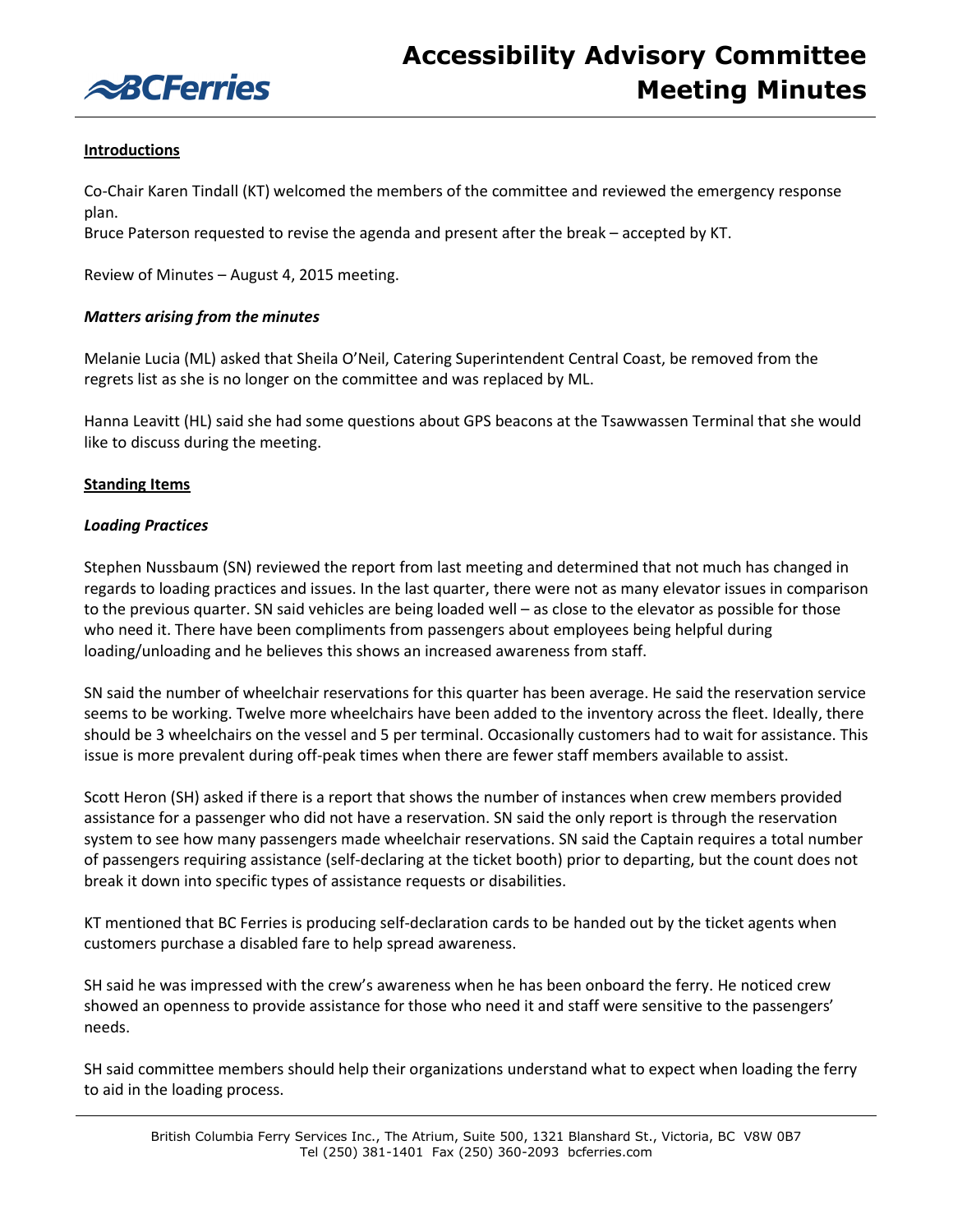## Introductions

Co-Chair Karen Tindall (KT) welcomed the members of the committee and reviewed the emergency response plan.
Bruce Paterson requested to revise the agenda and present after the break – accepted by KT.

Review of Minutes – August 4, 2015 meeting.

### *Matters arising from the minutes*

Melanie Lucia (ML) asked that Sheila O'Neil, Catering Superintendent Central Coast, be removed from the regrets list as she is no longer on the committee and was replaced by ML.

Hanna Leavitt (HL) said she had some questions about GPS beacons at the Tsawwassen Terminal that she would like to discuss during the meeting.

## Standing Items

### *Loading Practices*

Stephen Nussbaum (SN) reviewed the report from last meeting and determined that not much has changed in regards to loading practices and issues. In the last quarter, there were not as many elevator issues in comparison to the previous quarter. SN said vehicles are being loaded well – as close to the elevator as possible for those who need it. There have been compliments from passengers about employees being helpful during loading/unloading and he believes this shows an increased awareness from staff.

SN said the number of wheelchair reservations for this quarter has been average. He said the reservation service seems to be working. Twelve more wheelchairs have been added to the inventory across the fleet. Ideally, there should be 3 wheelchairs on the vessel and 5 per terminal. Occasionally customers had to wait for assistance. This issue is more prevalent during off-peak times when there are fewer staff members available to assist.

Scott Heron (SH) asked if there is a report that shows the number of instances when crew members provided assistance for a passenger who did not have a reservation. SN said the only report is through the reservation system to see how many passengers made wheelchair reservations. SN said the Captain requires a total number of passengers requiring assistance (self-declaring at the ticket booth) prior to departing, but the count does not break it down into specific types of assistance requests or disabilities.

KT mentioned that BC Ferries is producing self-declaration cards to be handed out by the ticket agents when customers purchase a disabled fare to help spread awareness.

SH said he was impressed with the crew's awareness when he has been onboard the ferry. He noticed crew showed an openness to provide assistance for those who need it and staff were sensitive to the passengers' needs.

SH said committee members should help their organizations understand what to expect when loading the ferry to aid in the loading process.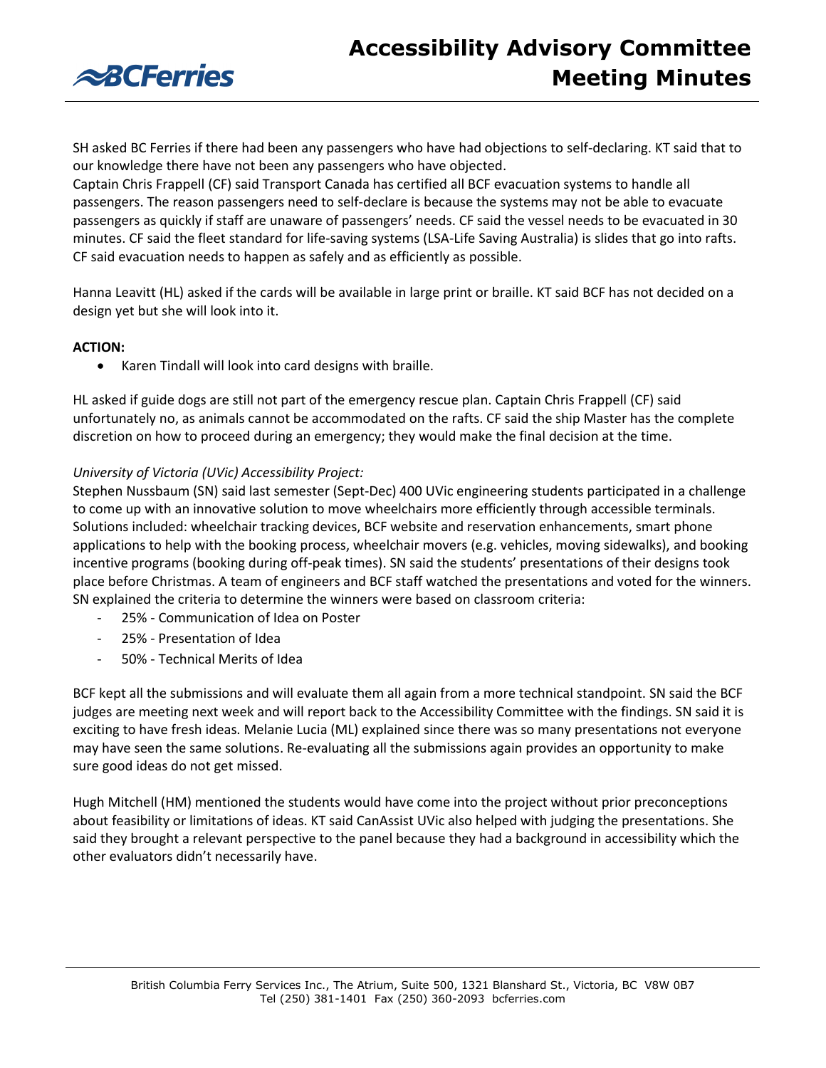SH asked BC Ferries if there had been any passengers who have had objections to self-declaring. KT said that to our knowledge there have not been any passengers who have objected.
Captain Chris Frappell (CF) said Transport Canada has certified all BCF evacuation systems to handle all passengers. The reason passengers need to self-declare is because the systems may not be able to evacuate passengers as quickly if staff are unaware of passengers' needs. CF said the vessel needs to be evacuated in 30 minutes. CF said the fleet standard for life-saving systems (LSA-Life Saving Australia) is slides that go into rafts. CF said evacuation needs to happen as safely and as efficiently as possible.

Hanna Leavitt (HL) asked if the cards will be available in large print or braille. KT said BCF has not decided on a design yet but she will look into it.

**ACTION:**

- Karen Tindall will look into card designs with braille.

HL asked if guide dogs are still not part of the emergency rescue plan. Captain Chris Frappell (CF) said unfortunately no, as animals cannot be accommodated on the rafts. CF said the ship Master has the complete discretion on how to proceed during an emergency; they would make the final decision at the time.

*University of Victoria (UVic) Accessibility Project:*
Stephen Nussbaum (SN) said last semester (Sept-Dec) 400 UVic engineering students participated in a challenge to come up with an innovative solution to move wheelchairs more efficiently through accessible terminals. Solutions included: wheelchair tracking devices, BCF website and reservation enhancements, smart phone applications to help with the booking process, wheelchair movers (e.g. vehicles, moving sidewalks), and booking incentive programs (booking during off-peak times). SN said the students' presentations of their designs took place before Christmas. A team of engineers and BCF staff watched the presentations and voted for the winners. SN explained the criteria to determine the winners were based on classroom criteria:

- 25% - Communication of Idea on Poster
- 25% - Presentation of Idea
- 50% - Technical Merits of Idea

BCF kept all the submissions and will evaluate them all again from a more technical standpoint. SN said the BCF judges are meeting next week and will report back to the Accessibility Committee with the findings. SN said it is exciting to have fresh ideas. Melanie Lucia (ML) explained since there was so many presentations not everyone may have seen the same solutions. Re-evaluating all the submissions again provides an opportunity to make sure good ideas do not get missed.

Hugh Mitchell (HM) mentioned the students would have come into the project without prior preconceptions about feasibility or limitations of ideas. KT said CanAssist UVic also helped with judging the presentations. She said they brought a relevant perspective to the panel because they had a background in accessibility which the other evaluators didn't necessarily have.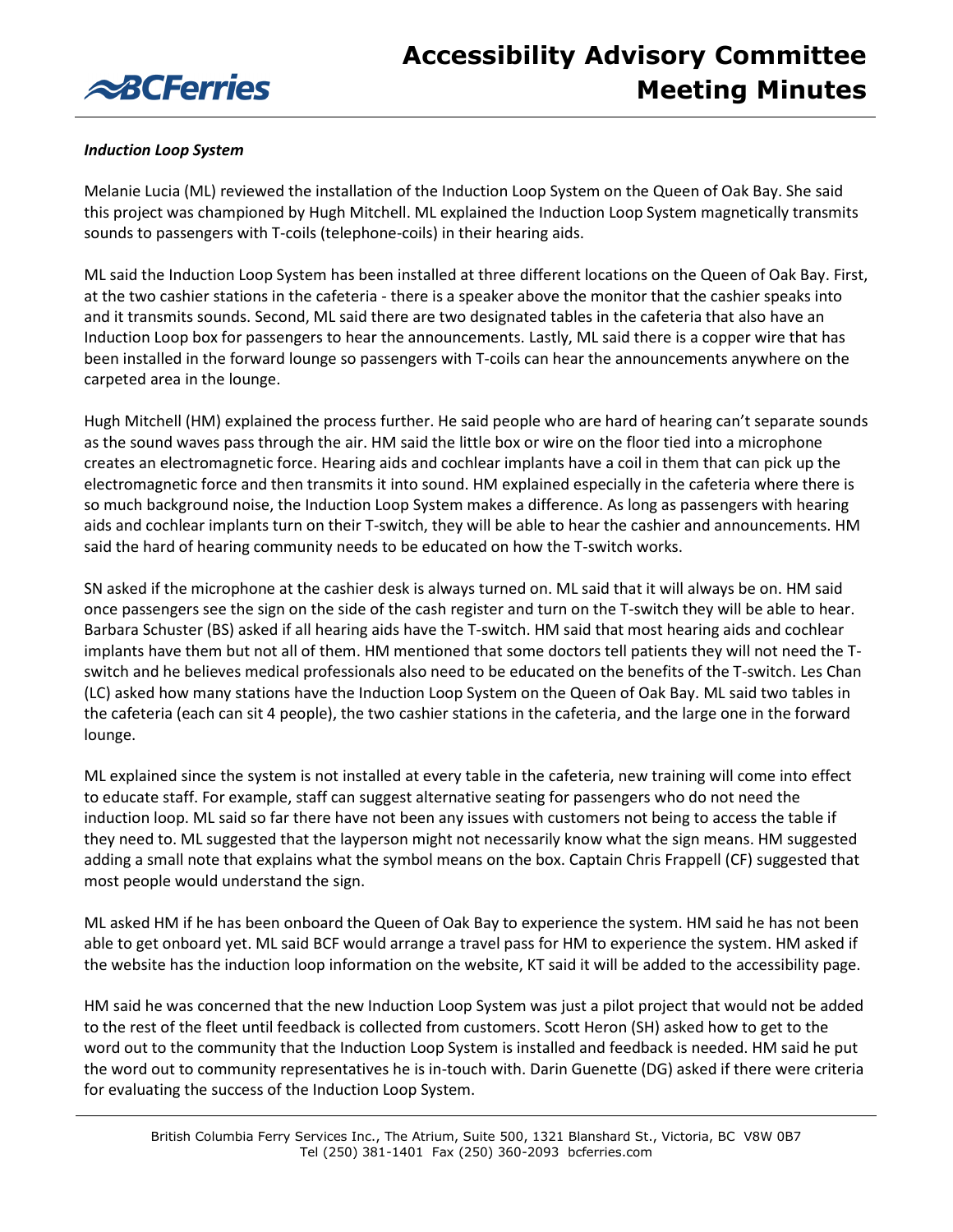***Induction Loop System***

Melanie Lucia (ML) reviewed the installation of the Induction Loop System on the Queen of Oak Bay. She said this project was championed by Hugh Mitchell. ML explained the Induction Loop System magnetically transmits sounds to passengers with T-coils (telephone-coils) in their hearing aids.

ML said the Induction Loop System has been installed at three different locations on the Queen of Oak Bay. First, at the two cashier stations in the cafeteria - there is a speaker above the monitor that the cashier speaks into and it transmits sounds. Second, ML said there are two designated tables in the cafeteria that also have an Induction Loop box for passengers to hear the announcements. Lastly, ML said there is a copper wire that has been installed in the forward lounge so passengers with T-coils can hear the announcements anywhere on the carpeted area in the lounge.

Hugh Mitchell (HM) explained the process further. He said people who are hard of hearing can't separate sounds as the sound waves pass through the air. HM said the little box or wire on the floor tied into a microphone creates an electromagnetic force. Hearing aids and cochlear implants have a coil in them that can pick up the electromagnetic force and then transmits it into sound. HM explained especially in the cafeteria where there is so much background noise, the Induction Loop System makes a difference. As long as passengers with hearing aids and cochlear implants turn on their T-switch, they will be able to hear the cashier and announcements. HM said the hard of hearing community needs to be educated on how the T-switch works.

SN asked if the microphone at the cashier desk is always turned on. ML said that it will always be on. HM said once passengers see the sign on the side of the cash register and turn on the T-switch they will be able to hear. Barbara Schuster (BS) asked if all hearing aids have the T-switch. HM said that most hearing aids and cochlear implants have them but not all of them. HM mentioned that some doctors tell patients they will not need the T-switch and he believes medical professionals also need to be educated on the benefits of the T-switch. Les Chan (LC) asked how many stations have the Induction Loop System on the Queen of Oak Bay. ML said two tables in the cafeteria (each can sit 4 people), the two cashier stations in the cafeteria, and the large one in the forward lounge.

ML explained since the system is not installed at every table in the cafeteria, new training will come into effect to educate staff. For example, staff can suggest alternative seating for passengers who do not need the induction loop. ML said so far there have not been any issues with customers not being to access the table if they need to. ML suggested that the layperson might not necessarily know what the sign means. HM suggested adding a small note that explains what the symbol means on the box. Captain Chris Frappell (CF) suggested that most people would understand the sign.

ML asked HM if he has been onboard the Queen of Oak Bay to experience the system. HM said he has not been able to get onboard yet. ML said BCF would arrange a travel pass for HM to experience the system. HM asked if the website has the induction loop information on the website, KT said it will be added to the accessibility page.

HM said he was concerned that the new Induction Loop System was just a pilot project that would not be added to the rest of the fleet until feedback is collected from customers. Scott Heron (SH) asked how to get to the word out to the community that the Induction Loop System is installed and feedback is needed. HM said he put the word out to community representatives he is in-touch with. Darin Guenette (DG) asked if there were criteria for evaluating the success of the Induction Loop System.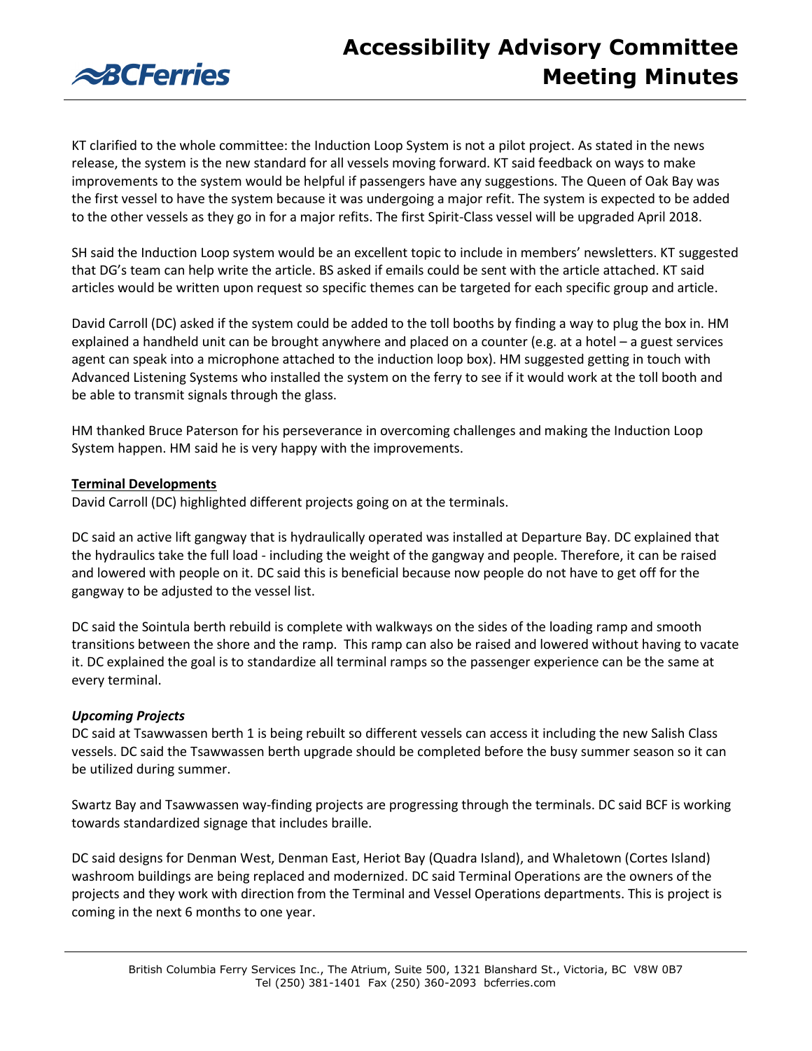KT clarified to the whole committee: the Induction Loop System is not a pilot project. As stated in the news release, the system is the new standard for all vessels moving forward. KT said feedback on ways to make improvements to the system would be helpful if passengers have any suggestions. The Queen of Oak Bay was the first vessel to have the system because it was undergoing a major refit. The system is expected to be added to the other vessels as they go in for a major refits. The first Spirit-Class vessel will be upgraded April 2018.

SH said the Induction Loop system would be an excellent topic to include in members' newsletters. KT suggested that DG's team can help write the article. BS asked if emails could be sent with the article attached. KT said articles would be written upon request so specific themes can be targeted for each specific group and article.

David Carroll (DC) asked if the system could be added to the toll booths by finding a way to plug the box in. HM explained a handheld unit can be brought anywhere and placed on a counter (e.g. at a hotel – a guest services agent can speak into a microphone attached to the induction loop box). HM suggested getting in touch with Advanced Listening Systems who installed the system on the ferry to see if it would work at the toll booth and be able to transmit signals through the glass.

HM thanked Bruce Paterson for his perseverance in overcoming challenges and making the Induction Loop System happen. HM said he is very happy with the improvements.

**Terminal Developments**

David Carroll (DC) highlighted different projects going on at the terminals.

DC said an active lift gangway that is hydraulically operated was installed at Departure Bay. DC explained that the hydraulics take the full load - including the weight of the gangway and people. Therefore, it can be raised and lowered with people on it. DC said this is beneficial because now people do not have to get off for the gangway to be adjusted to the vessel list.

DC said the Sointula berth rebuild is complete with walkways on the sides of the loading ramp and smooth transitions between the shore and the ramp. This ramp can also be raised and lowered without having to vacate it. DC explained the goal is to standardize all terminal ramps so the passenger experience can be the same at every terminal.

***Upcoming Projects***

DC said at Tsawwassen berth 1 is being rebuilt so different vessels can access it including the new Salish Class vessels. DC said the Tsawwassen berth upgrade should be completed before the busy summer season so it can be utilized during summer.

Swartz Bay and Tsawwassen way-finding projects are progressing through the terminals. DC said BCF is working towards standardized signage that includes braille.

DC said designs for Denman West, Denman East, Heriot Bay (Quadra Island), and Whaletown (Cortes Island) washroom buildings are being replaced and modernized. DC said Terminal Operations are the owners of the projects and they work with direction from the Terminal and Vessel Operations departments. This is project is coming in the next 6 months to one year.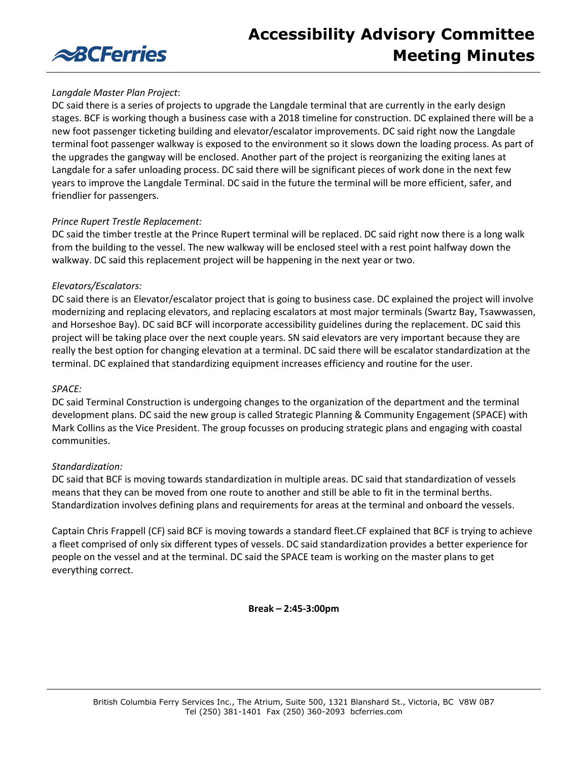*Langdale Master Plan Project*:

DC said there is a series of projects to upgrade the Langdale terminal that are currently in the early design stages. BCF is working though a business case with a 2018 timeline for construction. DC explained there will be a new foot passenger ticketing building and elevator/escalator improvements. DC said right now the Langdale terminal foot passenger walkway is exposed to the environment so it slows down the loading process. As part of the upgrades the gangway will be enclosed. Another part of the project is reorganizing the exiting lanes at Langdale for a safer unloading process. DC said there will be significant pieces of work done in the next few years to improve the Langdale Terminal. DC said in the future the terminal will be more efficient, safer, and friendlier for passengers.

*Prince Rupert Trestle Replacement:*

DC said the timber trestle at the Prince Rupert terminal will be replaced. DC said right now there is a long walk from the building to the vessel. The new walkway will be enclosed steel with a rest point halfway down the walkway. DC said this replacement project will be happening in the next year or two.

*Elevators/Escalators:*

DC said there is an Elevator/escalator project that is going to business case. DC explained the project will involve modernizing and replacing elevators, and replacing escalators at most major terminals (Swartz Bay, Tsawwassen, and Horseshoe Bay). DC said BCF will incorporate accessibility guidelines during the replacement. DC said this project will be taking place over the next couple years. SN said elevators are very important because they are really the best option for changing elevation at a terminal. DC said there will be escalator standardization at the terminal. DC explained that standardizing equipment increases efficiency and routine for the user.

*SPACE:*

DC said Terminal Construction is undergoing changes to the organization of the department and the terminal development plans. DC said the new group is called Strategic Planning & Community Engagement (SPACE) with Mark Collins as the Vice President. The group focusses on producing strategic plans and engaging with coastal communities.

*Standardization:*

DC said that BCF is moving towards standardization in multiple areas. DC said that standardization of vessels means that they can be moved from one route to another and still be able to fit in the terminal berths. Standardization involves defining plans and requirements for areas at the terminal and onboard the vessels.

Captain Chris Frappell (CF) said BCF is moving towards a standard fleet.CF explained that BCF is trying to achieve a fleet comprised of only six different types of vessels. DC said standardization provides a better experience for people on the vessel and at the terminal. DC said the SPACE team is working on the master plans to get everything correct.

**Break – 2:45-3:00pm**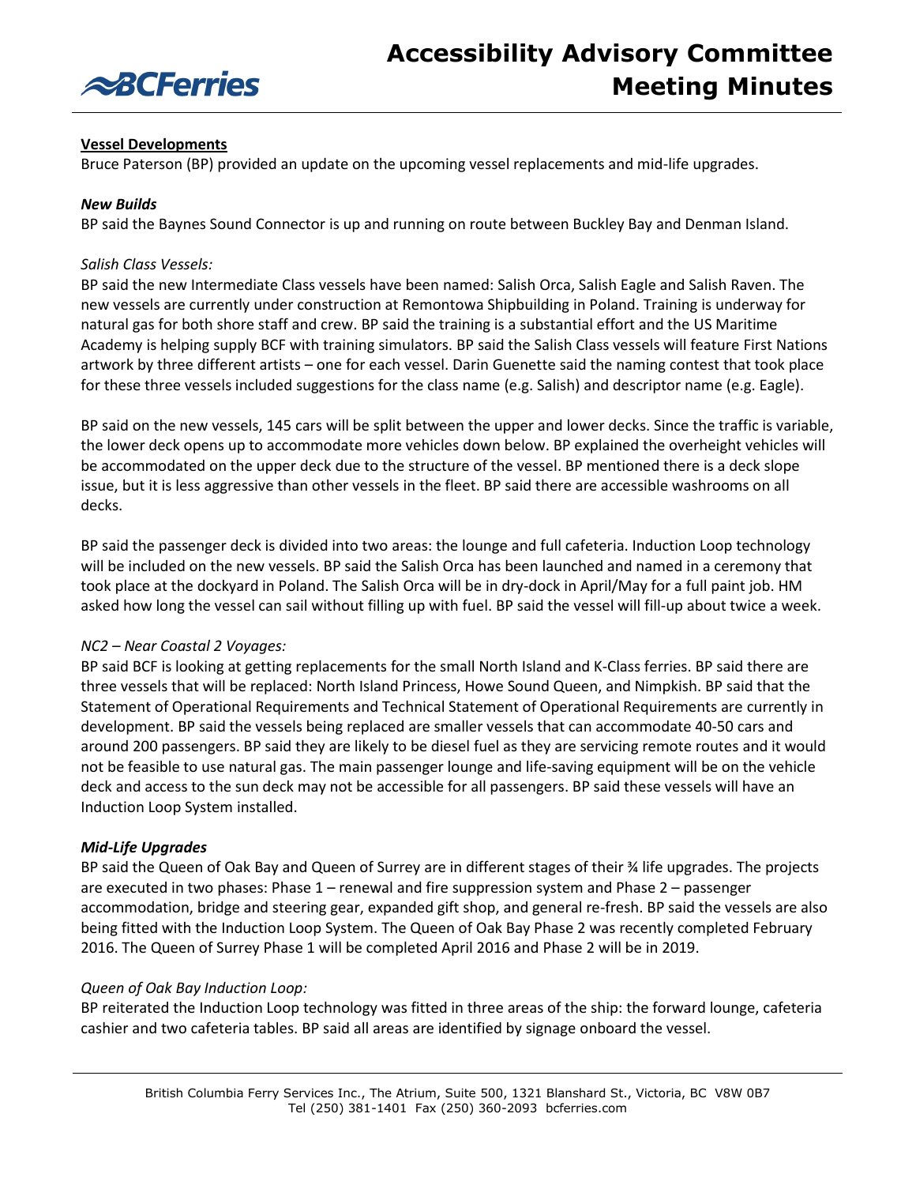## Vessel Developments

Bruce Paterson (BP) provided an update on the upcoming vessel replacements and mid-life upgrades.

### *New Builds*

BP said the Baynes Sound Connector is up and running on route between Buckley Bay and Denman Island.

*Salish Class Vessels:*

BP said the new Intermediate Class vessels have been named: Salish Orca, Salish Eagle and Salish Raven. The new vessels are currently under construction at Remontowa Shipbuilding in Poland. Training is underway for natural gas for both shore staff and crew. BP said the training is a substantial effort and the US Maritime Academy is helping supply BCF with training simulators. BP said the Salish Class vessels will feature First Nations artwork by three different artists – one for each vessel. Darin Guenette said the naming contest that took place for these three vessels included suggestions for the class name (e.g. Salish) and descriptor name (e.g. Eagle).

BP said on the new vessels, 145 cars will be split between the upper and lower decks. Since the traffic is variable, the lower deck opens up to accommodate more vehicles down below. BP explained the overheight vehicles will be accommodated on the upper deck due to the structure of the vessel. BP mentioned there is a deck slope issue, but it is less aggressive than other vessels in the fleet. BP said there are accessible washrooms on all decks.

BP said the passenger deck is divided into two areas: the lounge and full cafeteria. Induction Loop technology will be included on the new vessels. BP said the Salish Orca has been launched and named in a ceremony that took place at the dockyard in Poland. The Salish Orca will be in dry-dock in April/May for a full paint job. HM asked how long the vessel can sail without filling up with fuel. BP said the vessel will fill-up about twice a week.

*NC2 – Near Coastal 2 Voyages:*

BP said BCF is looking at getting replacements for the small North Island and K-Class ferries. BP said there are three vessels that will be replaced: North Island Princess, Howe Sound Queen, and Nimpkish. BP said that the Statement of Operational Requirements and Technical Statement of Operational Requirements are currently in development. BP said the vessels being replaced are smaller vessels that can accommodate 40-50 cars and around 200 passengers. BP said they are likely to be diesel fuel as they are servicing remote routes and it would not be feasible to use natural gas. The main passenger lounge and life-saving equipment will be on the vehicle deck and access to the sun deck may not be accessible for all passengers. BP said these vessels will have an Induction Loop System installed.

### *Mid-Life Upgrades*

BP said the Queen of Oak Bay and Queen of Surrey are in different stages of their ¾ life upgrades. The projects are executed in two phases: Phase 1 – renewal and fire suppression system and Phase 2 – passenger accommodation, bridge and steering gear, expanded gift shop, and general re-fresh. BP said the vessels are also being fitted with the Induction Loop System. The Queen of Oak Bay Phase 2 was recently completed February 2016. The Queen of Surrey Phase 1 will be completed April 2016 and Phase 2 will be in 2019.

*Queen of Oak Bay Induction Loop:*

BP reiterated the Induction Loop technology was fitted in three areas of the ship: the forward lounge, cafeteria cashier and two cafeteria tables. BP said all areas are identified by signage onboard the vessel.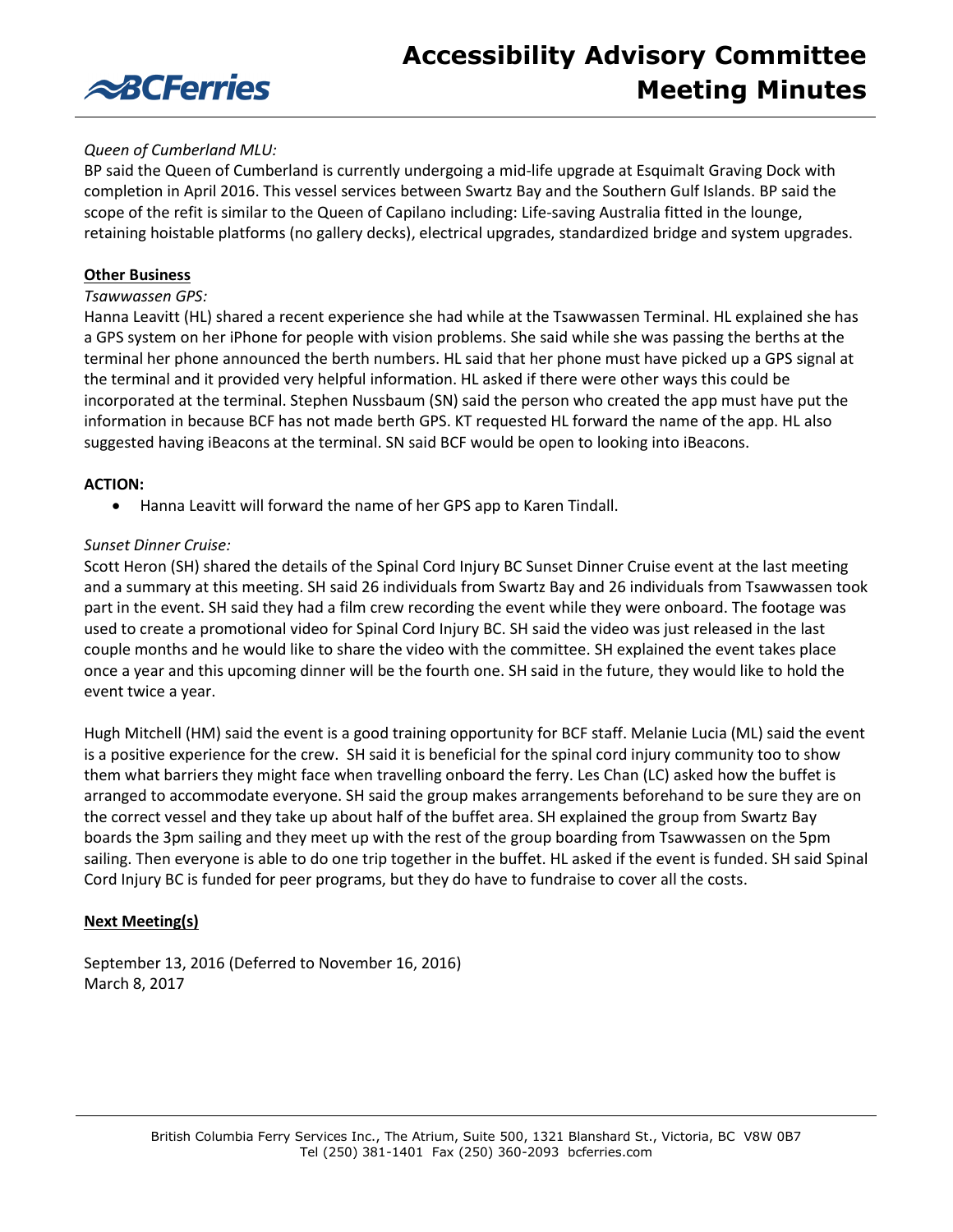*Queen of Cumberland MLU:*
BP said the Queen of Cumberland is currently undergoing a mid-life upgrade at Esquimalt Graving Dock with completion in April 2016. This vessel services between Swartz Bay and the Southern Gulf Islands. BP said the scope of the refit is similar to the Queen of Capilano including: Life-saving Australia fitted in the lounge, retaining hoistable platforms (no gallery decks), electrical upgrades, standardized bridge and system upgrades.

**Other Business**

*Tsawwassen GPS:*
Hanna Leavitt (HL) shared a recent experience she had while at the Tsawwassen Terminal. HL explained she has a GPS system on her iPhone for people with vision problems. She said while she was passing the berths at the terminal her phone announced the berth numbers. HL said that her phone must have picked up a GPS signal at the terminal and it provided very helpful information. HL asked if there were other ways this could be incorporated at the terminal. Stephen Nussbaum (SN) said the person who created the app must have put the information in because BCF has not made berth GPS. KT requested HL forward the name of the app. HL also suggested having iBeacons at the terminal. SN said BCF would be open to looking into iBeacons.

**ACTION:**

- Hanna Leavitt will forward the name of her GPS app to Karen Tindall.

*Sunset Dinner Cruise:*
Scott Heron (SH) shared the details of the Spinal Cord Injury BC Sunset Dinner Cruise event at the last meeting and a summary at this meeting. SH said 26 individuals from Swartz Bay and 26 individuals from Tsawwassen took part in the event. SH said they had a film crew recording the event while they were onboard. The footage was used to create a promotional video for Spinal Cord Injury BC. SH said the video was just released in the last couple months and he would like to share the video with the committee. SH explained the event takes place once a year and this upcoming dinner will be the fourth one. SH said in the future, they would like to hold the event twice a year.

Hugh Mitchell (HM) said the event is a good training opportunity for BCF staff. Melanie Lucia (ML) said the event is a positive experience for the crew. SH said it is beneficial for the spinal cord injury community too to show them what barriers they might face when travelling onboard the ferry. Les Chan (LC) asked how the buffet is arranged to accommodate everyone. SH said the group makes arrangements beforehand to be sure they are on the correct vessel and they take up about half of the buffet area. SH explained the group from Swartz Bay boards the 3pm sailing and they meet up with the rest of the group boarding from Tsawwassen on the 5pm sailing. Then everyone is able to do one trip together in the buffet. HL asked if the event is funded. SH said Spinal Cord Injury BC is funded for peer programs, but they do have to fundraise to cover all the costs.

**Next Meeting(s)**

September 13, 2016 (Deferred to November 16, 2016)
March 8, 2017